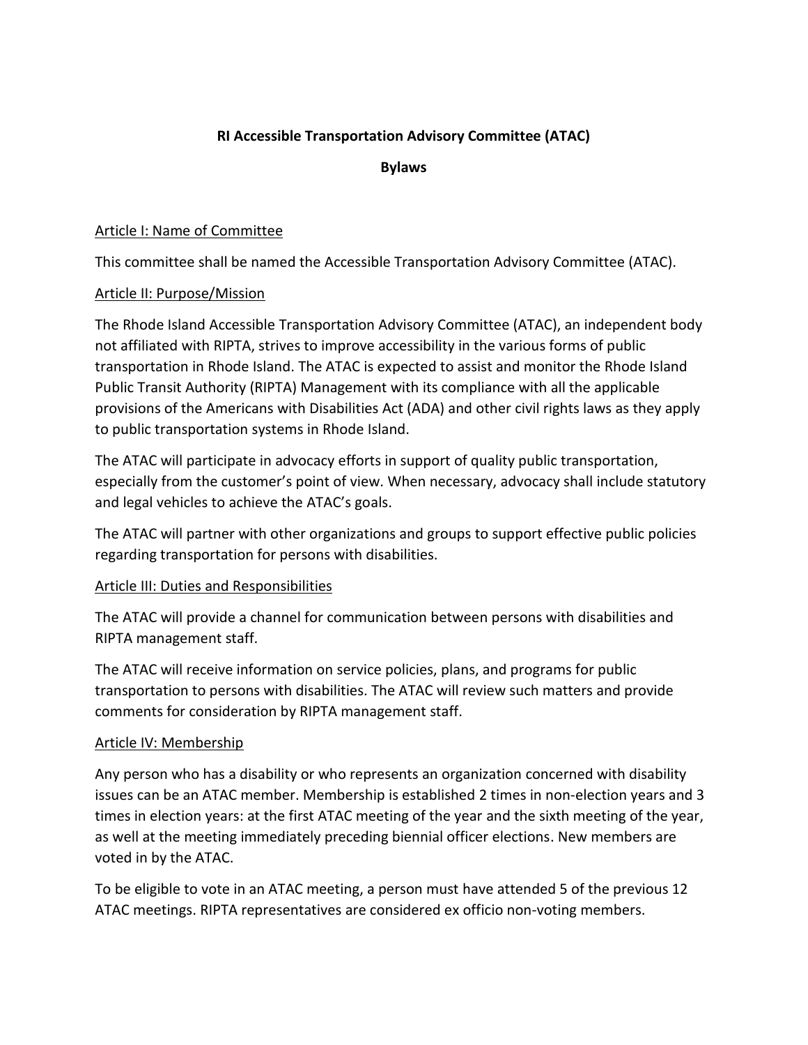# RI Accessible Transportation Advisory Committee (ATAC)

## Bylaws

### Article I: Name of Committee

This committee shall be named the Accessible Transportation Advisory Committee (ATAC).

### Article II: Purpose/Mission

The Rhode Island Accessible Transportation Advisory Committee (ATAC), an independent body not affiliated with RIPTA, strives to improve accessibility in the various forms of public transportation in Rhode Island. The ATAC is expected to assist and monitor the Rhode Island Public Transit Authority (RIPTA) Management with its compliance with all the applicable provisions of the Americans with Disabilities Act (ADA) and other civil rights laws as they apply to public transportation systems in Rhode Island.

The ATAC will participate in advocacy efforts in support of quality public transportation, especially from the customer's point of view. When necessary, advocacy shall include statutory and legal vehicles to achieve the ATAC's goals.

The ATAC will partner with other organizations and groups to support effective public policies regarding transportation for persons with disabilities.

### Article III: Duties and Responsibilities

The ATAC will provide a channel for communication between persons with disabilities and RIPTA management staff.

The ATAC will receive information on service policies, plans, and programs for public transportation to persons with disabilities. The ATAC will review such matters and provide comments for consideration by RIPTA management staff.

### Article IV: Membership

Any person who has a disability or who represents an organization concerned with disability issues can be an ATAC member. Membership is established 2 times in non-election years and 3 times in election years: at the first ATAC meeting of the year and the sixth meeting of the year, as well at the meeting immediately preceding biennial officer elections. New members are voted in by the ATAC.

To be eligible to vote in an ATAC meeting, a person must have attended 5 of the previous 12 ATAC meetings. RIPTA representatives are considered ex officio non-voting members.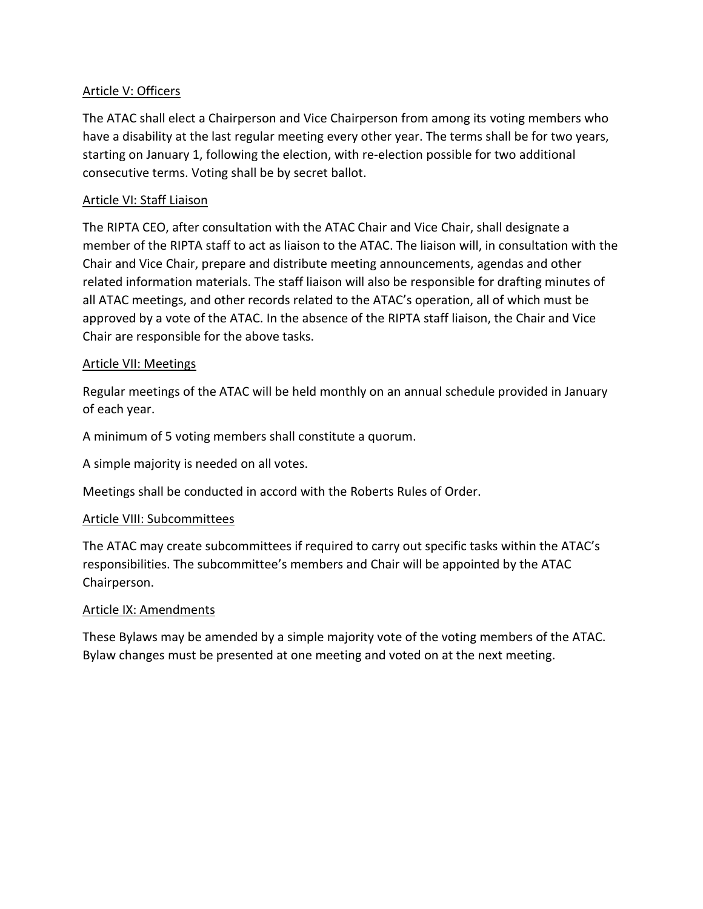## Article V: Officers

The ATAC shall elect a Chairperson and Vice Chairperson from among its voting members who have a disability at the last regular meeting every other year. The terms shall be for two years, starting on January 1, following the election, with re-election possible for two additional consecutive terms. Voting shall be by secret ballot.

## Article VI: Staff Liaison

The RIPTA CEO, after consultation with the ATAC Chair and Vice Chair, shall designate a member of the RIPTA staff to act as liaison to the ATAC. The liaison will, in consultation with the Chair and Vice Chair, prepare and distribute meeting announcements, agendas and other related information materials. The staff liaison will also be responsible for drafting minutes of all ATAC meetings, and other records related to the ATAC's operation, all of which must be approved by a vote of the ATAC. In the absence of the RIPTA staff liaison, the Chair and Vice Chair are responsible for the above tasks.

## Article VII: Meetings

Regular meetings of the ATAC will be held monthly on an annual schedule provided in January of each year.

A minimum of 5 voting members shall constitute a quorum.

A simple majority is needed on all votes.

Meetings shall be conducted in accord with the Roberts Rules of Order.

## Article VIII: Subcommittees

The ATAC may create subcommittees if required to carry out specific tasks within the ATAC's responsibilities. The subcommittee's members and Chair will be appointed by the ATAC Chairperson.

## Article IX: Amendments

These Bylaws may be amended by a simple majority vote of the voting members of the ATAC. Bylaw changes must be presented at one meeting and voted on at the next meeting.